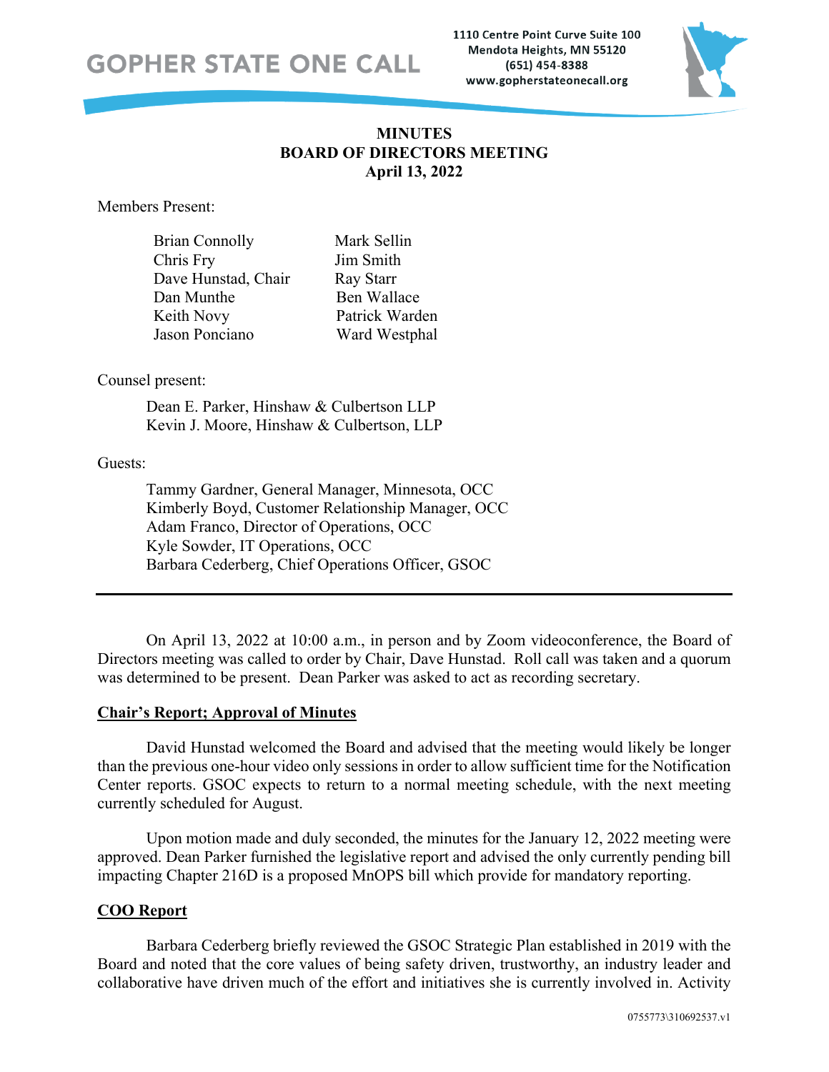GOPHER STATE ONE CALL

1110 Centre Point Curve Suite 100
Mendota Heights, MN 55120
(651) 454-8388
www.gopherstateonecall.org

# MINUTES
# BOARD OF DIRECTORS MEETING
# April 13, 2022

Members Present:

| | |
|---|---|
| Brian Connolly | Mark Sellin |
| Chris Fry | Jim Smith |
| Dave Hunstad, Chair | Ray Starr |
| Dan Munthe | Ben Wallace |
| Keith Novy | Patrick Warden |
| Jason Ponciano | Ward Westphal |

Counsel present:

Dean E. Parker, Hinshaw & Culbertson LLP
Kevin J. Moore, Hinshaw & Culbertson, LLP

Guests:

Tammy Gardner, General Manager, Minnesota, OCC
Kimberly Boyd, Customer Relationship Manager, OCC
Adam Franco, Director of Operations, OCC
Kyle Sowder, IT Operations, OCC
Barbara Cederberg, Chief Operations Officer, GSOC

---

On April 13, 2022 at 10:00 a.m., in person and by Zoom videoconference, the Board of Directors meeting was called to order by Chair, Dave Hunstad. Roll call was taken and a quorum was determined to be present. Dean Parker was asked to act as recording secretary.

## Chair's Report; Approval of Minutes

David Hunstad welcomed the Board and advised that the meeting would likely be longer than the previous one-hour video only sessions in order to allow sufficient time for the Notification Center reports. GSOC expects to return to a normal meeting schedule, with the next meeting currently scheduled for August.

Upon motion made and duly seconded, the minutes for the January 12, 2022 meeting were approved. Dean Parker furnished the legislative report and advised the only currently pending bill impacting Chapter 216D is a proposed MnOPS bill which provide for mandatory reporting.

## COO Report

Barbara Cederberg briefly reviewed the GSOC Strategic Plan established in 2019 with the Board and noted that the core values of being safety driven, trustworthy, an industry leader and collaborative have driven much of the effort and initiatives she is currently involved in. Activity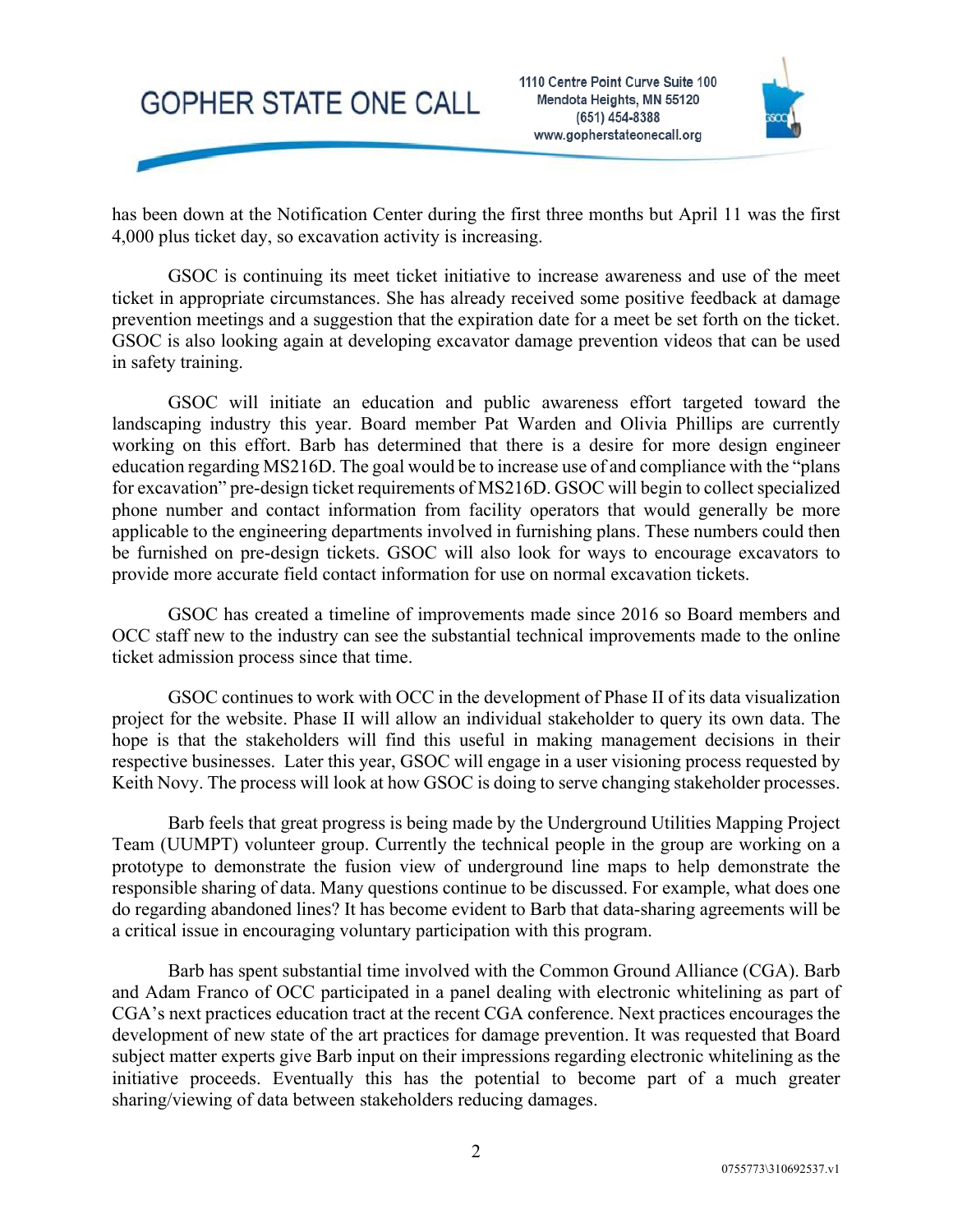has been down at the Notification Center during the first three months but April 11 was the first 4,000 plus ticket day, so excavation activity is increasing.

GSOC is continuing its meet ticket initiative to increase awareness and use of the meet ticket in appropriate circumstances. She has already received some positive feedback at damage prevention meetings and a suggestion that the expiration date for a meet be set forth on the ticket. GSOC is also looking again at developing excavator damage prevention videos that can be used in safety training.

GSOC will initiate an education and public awareness effort targeted toward the landscaping industry this year. Board member Pat Warden and Olivia Phillips are currently working on this effort. Barb has determined that there is a desire for more design engineer education regarding MS216D. The goal would be to increase use of and compliance with the "plans for excavation" pre-design ticket requirements of MS216D. GSOC will begin to collect specialized phone number and contact information from facility operators that would generally be more applicable to the engineering departments involved in furnishing plans. These numbers could then be furnished on pre-design tickets. GSOC will also look for ways to encourage excavators to provide more accurate field contact information for use on normal excavation tickets.

GSOC has created a timeline of improvements made since 2016 so Board members and OCC staff new to the industry can see the substantial technical improvements made to the online ticket admission process since that time.

GSOC continues to work with OCC in the development of Phase II of its data visualization project for the website. Phase II will allow an individual stakeholder to query its own data. The hope is that the stakeholders will find this useful in making management decisions in their respective businesses. Later this year, GSOC will engage in a user visioning process requested by Keith Novy. The process will look at how GSOC is doing to serve changing stakeholder processes.

Barb feels that great progress is being made by the Underground Utilities Mapping Project Team (UUMPT) volunteer group. Currently the technical people in the group are working on a prototype to demonstrate the fusion view of underground line maps to help demonstrate the responsible sharing of data. Many questions continue to be discussed. For example, what does one do regarding abandoned lines? It has become evident to Barb that data-sharing agreements will be a critical issue in encouraging voluntary participation with this program.

Barb has spent substantial time involved with the Common Ground Alliance (CGA). Barb and Adam Franco of OCC participated in a panel dealing with electronic whitelining as part of CGA's next practices education tract at the recent CGA conference. Next practices encourages the development of new state of the art practices for damage prevention. It was requested that Board subject matter experts give Barb input on their impressions regarding electronic whitelining as the initiative proceeds. Eventually this has the potential to become part of a much greater sharing/viewing of data between stakeholders reducing damages.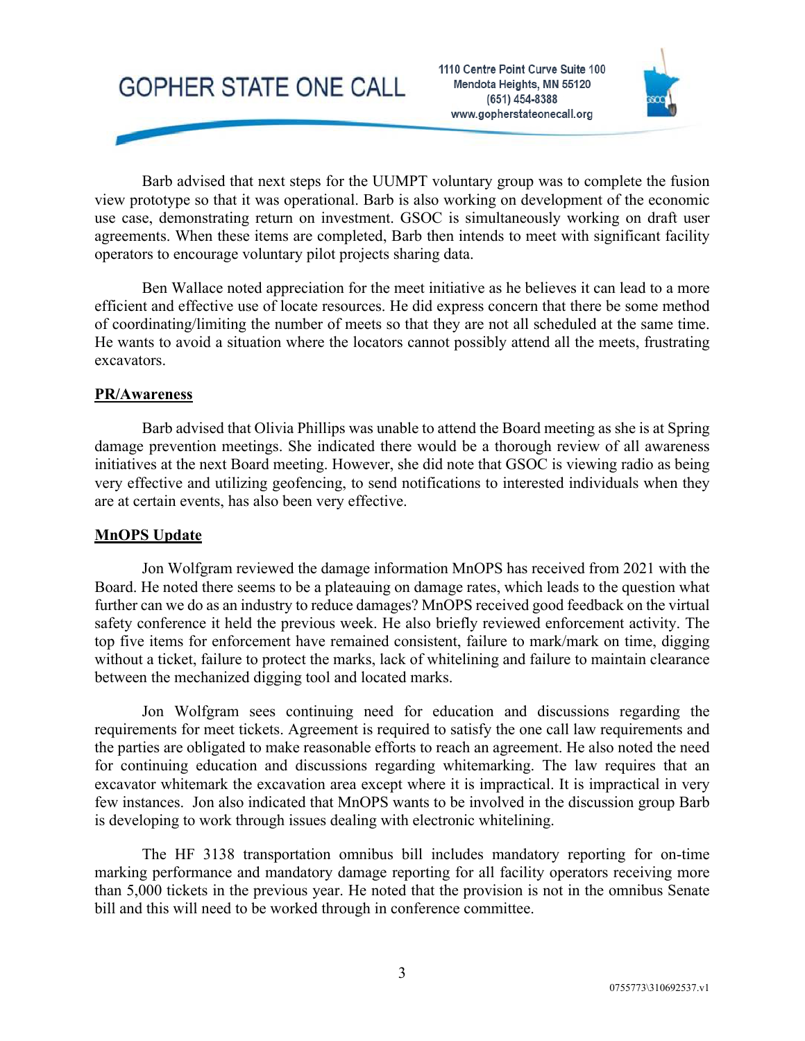Barb advised that next steps for the UUMPT voluntary group was to complete the fusion view prototype so that it was operational. Barb is also working on development of the economic use case, demonstrating return on investment. GSOC is simultaneously working on draft user agreements. When these items are completed, Barb then intends to meet with significant facility operators to encourage voluntary pilot projects sharing data.

Ben Wallace noted appreciation for the meet initiative as he believes it can lead to a more efficient and effective use of locate resources. He did express concern that there be some method of coordinating/limiting the number of meets so that they are not all scheduled at the same time. He wants to avoid a situation where the locators cannot possibly attend all the meets, frustrating excavators.

**PR/Awareness**

Barb advised that Olivia Phillips was unable to attend the Board meeting as she is at Spring damage prevention meetings. She indicated there would be a thorough review of all awareness initiatives at the next Board meeting. However, she did note that GSOC is viewing radio as being very effective and utilizing geofencing, to send notifications to interested individuals when they are at certain events, has also been very effective.

**MnOPS Update**

Jon Wolfgram reviewed the damage information MnOPS has received from 2021 with the Board. He noted there seems to be a plateauing on damage rates, which leads to the question what further can we do as an industry to reduce damages? MnOPS received good feedback on the virtual safety conference it held the previous week. He also briefly reviewed enforcement activity. The top five items for enforcement have remained consistent, failure to mark/mark on time, digging without a ticket, failure to protect the marks, lack of whitelining and failure to maintain clearance between the mechanized digging tool and located marks.

Jon Wolfgram sees continuing need for education and discussions regarding the requirements for meet tickets. Agreement is required to satisfy the one call law requirements and the parties are obligated to make reasonable efforts to reach an agreement. He also noted the need for continuing education and discussions regarding whitemarking. The law requires that an excavator whitemark the excavation area except where it is impractical. It is impractical in very few instances. Jon also indicated that MnOPS wants to be involved in the discussion group Barb is developing to work through issues dealing with electronic whitelining.

The HF 3138 transportation omnibus bill includes mandatory reporting for on-time marking performance and mandatory damage reporting for all facility operators receiving more than 5,000 tickets in the previous year. He noted that the provision is not in the omnibus Senate bill and this will need to be worked through in conference committee.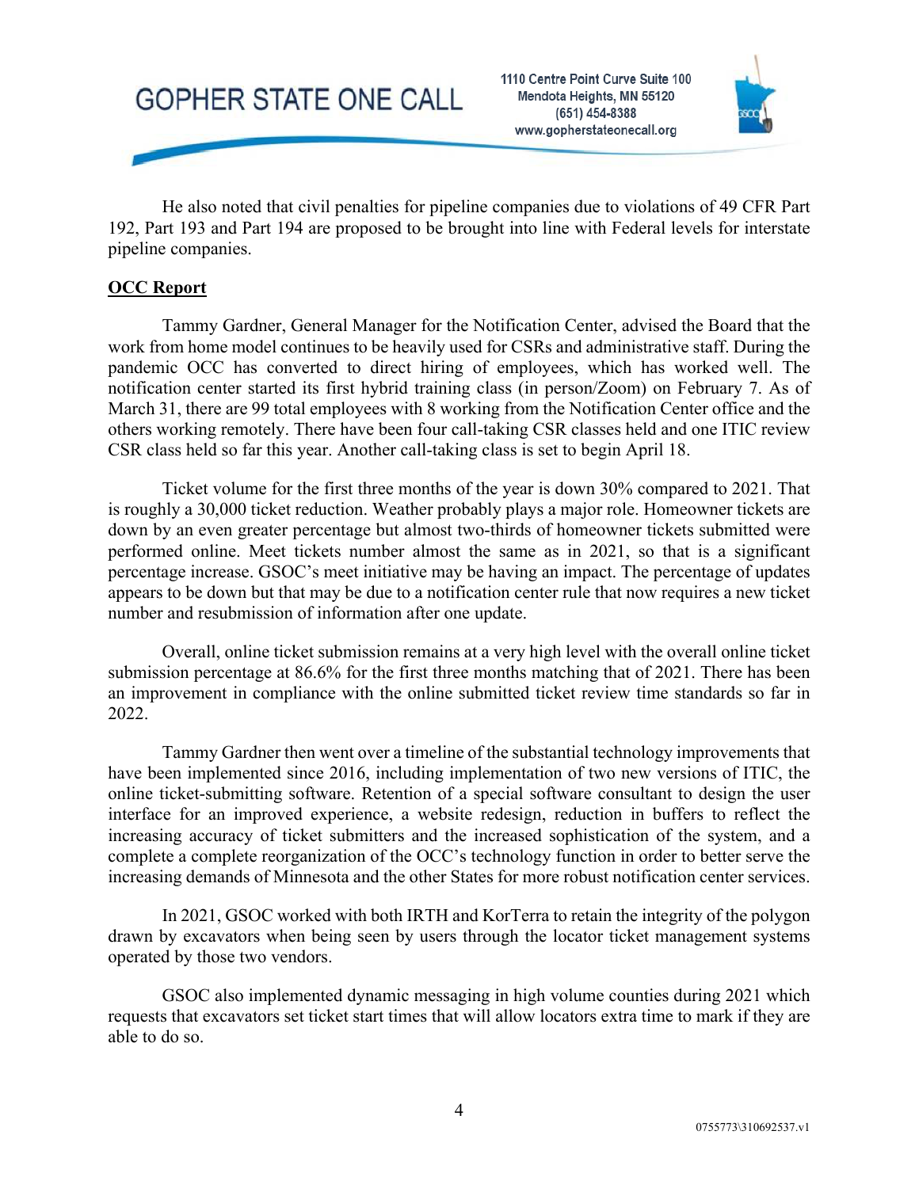He also noted that civil penalties for pipeline companies due to violations of 49 CFR Part 192, Part 193 and Part 194 are proposed to be brought into line with Federal levels for interstate pipeline companies.

**OCC Report**

Tammy Gardner, General Manager for the Notification Center, advised the Board that the work from home model continues to be heavily used for CSRs and administrative staff. During the pandemic OCC has converted to direct hiring of employees, which has worked well. The notification center started its first hybrid training class (in person/Zoom) on February 7. As of March 31, there are 99 total employees with 8 working from the Notification Center office and the others working remotely. There have been four call-taking CSR classes held and one ITIC review CSR class held so far this year. Another call-taking class is set to begin April 18.

Ticket volume for the first three months of the year is down 30% compared to 2021. That is roughly a 30,000 ticket reduction. Weather probably plays a major role. Homeowner tickets are down by an even greater percentage but almost two-thirds of homeowner tickets submitted were performed online. Meet tickets number almost the same as in 2021, so that is a significant percentage increase. GSOC's meet initiative may be having an impact. The percentage of updates appears to be down but that may be due to a notification center rule that now requires a new ticket number and resubmission of information after one update.

Overall, online ticket submission remains at a very high level with the overall online ticket submission percentage at 86.6% for the first three months matching that of 2021. There has been an improvement in compliance with the online submitted ticket review time standards so far in 2022.

Tammy Gardner then went over a timeline of the substantial technology improvements that have been implemented since 2016, including implementation of two new versions of ITIC, the online ticket-submitting software. Retention of a special software consultant to design the user interface for an improved experience, a website redesign, reduction in buffers to reflect the increasing accuracy of ticket submitters and the increased sophistication of the system, and a complete a complete reorganization of the OCC's technology function in order to better serve the increasing demands of Minnesota and the other States for more robust notification center services.

In 2021, GSOC worked with both IRTH and KorTerra to retain the integrity of the polygon drawn by excavators when being seen by users through the locator ticket management systems operated by those two vendors.

GSOC also implemented dynamic messaging in high volume counties during 2021 which requests that excavators set ticket start times that will allow locators extra time to mark if they are able to do so.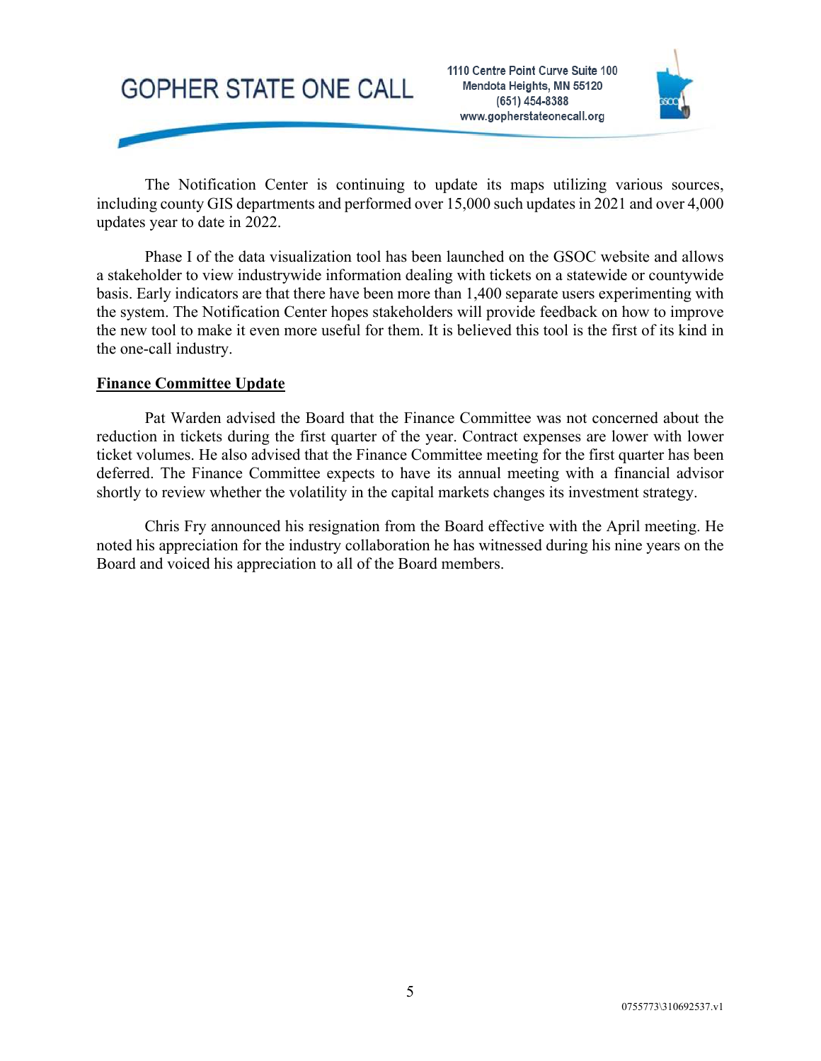The Notification Center is continuing to update its maps utilizing various sources, including county GIS departments and performed over 15,000 such updates in 2021 and over 4,000 updates year to date in 2022.

Phase I of the data visualization tool has been launched on the GSOC website and allows a stakeholder to view industrywide information dealing with tickets on a statewide or countywide basis. Early indicators are that there have been more than 1,400 separate users experimenting with the system. The Notification Center hopes stakeholders will provide feedback on how to improve the new tool to make it even more useful for them. It is believed this tool is the first of its kind in the one-call industry.

**Finance Committee Update**

Pat Warden advised the Board that the Finance Committee was not concerned about the reduction in tickets during the first quarter of the year. Contract expenses are lower with lower ticket volumes. He also advised that the Finance Committee meeting for the first quarter has been deferred. The Finance Committee expects to have its annual meeting with a financial advisor shortly to review whether the volatility in the capital markets changes its investment strategy.

Chris Fry announced his resignation from the Board effective with the April meeting. He noted his appreciation for the industry collaboration he has witnessed during his nine years on the Board and voiced his appreciation to all of the Board members.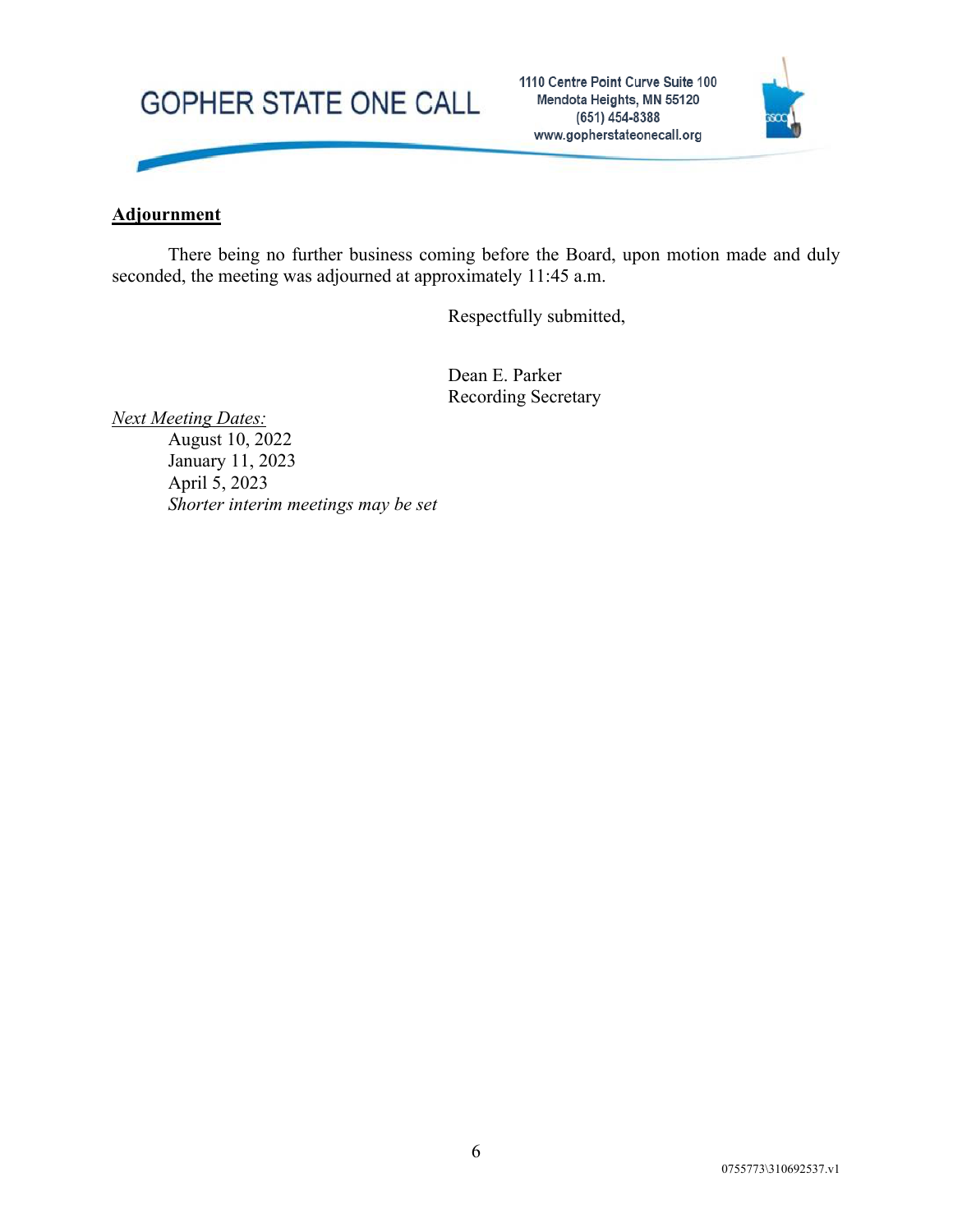## Adjournment

There being no further business coming before the Board, upon motion made and duly seconded, the meeting was adjourned at approximately 11:45 a.m.

Respectfully submitted,

Dean E. Parker
Recording Secretary

*Next Meeting Dates:*

August 10, 2022
January 11, 2023
April 5, 2023
*Shorter interim meetings may be set*